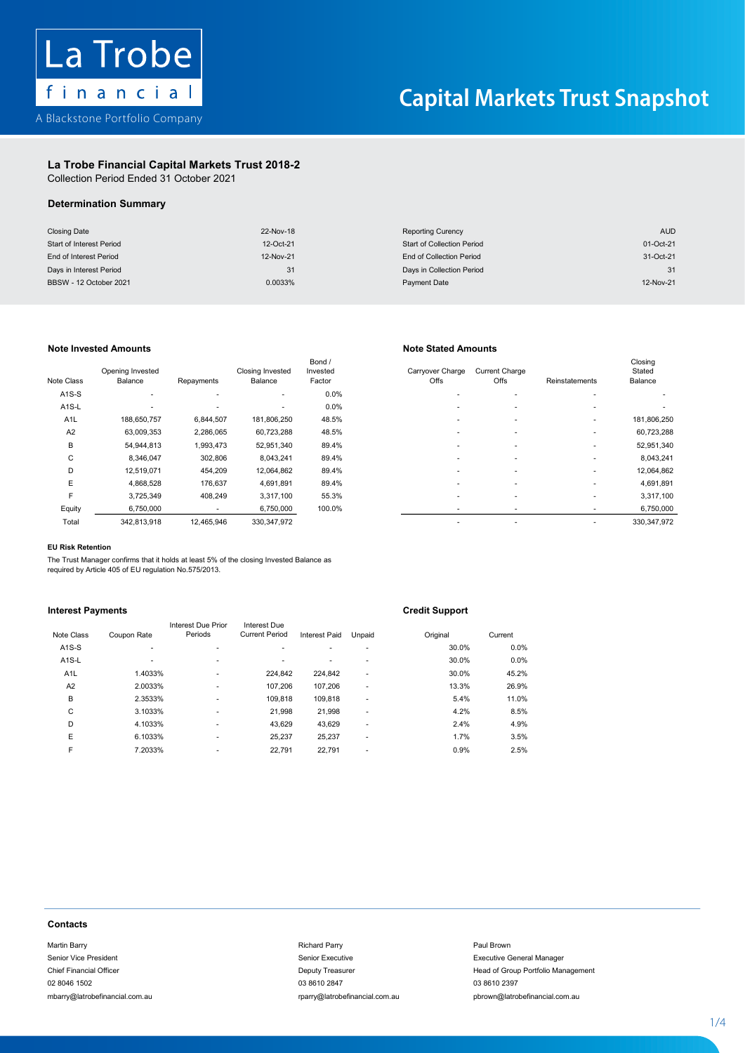La Trobe financial

A Blackstone Portfolio Company

# Capital Markets Trust Snapshot

## La Trobe Financial Capital Markets Trust 2018-2

Collection Period Ended 31 October 2021

### Determination Summary

| | | | |
|---|---|---|---|
| Closing Date | 22-Nov-18 | Reporting Curency | AUD |
| Start of Interest Period | 12-Oct-21 | Start of Collection Period | 01-Oct-21 |
| End of Interest Period | 12-Nov-21 | End of Collection Period | 31-Oct-21 |
| Days in Interest Period | 31 | Days in Collection Period | 31 |
| BBSW - 12 October 2021 | 0.0033% | Payment Date | 12-Nov-21 |

### Note Invested Amounts / Note Stated Amounts

| Note Class | Opening Invested Balance | Repayments | Closing Invested Balance | Bond / Invested Factor | Carryover Charge Offs | Current Charge Offs | Reinstatements | Closing Stated Balance |
|---|---|---|---|---|---|---|---|---|
| A1S-S | - | - | - | 0.0% | - | - | - | - |
| A1S-L | - | - | - | 0.0% | - | - | - | - |
| A1L | 188,650,757 | 6,844,507 | 181,806,250 | 48.5% | - | - | - | 181,806,250 |
| A2 | 63,009,353 | 2,286,065 | 60,723,288 | 48.5% | - | - | - | 60,723,288 |
| B | 54,944,813 | 1,993,473 | 52,951,340 | 89.4% | - | - | - | 52,951,340 |
| C | 8,346,047 | 302,806 | 8,043,241 | 89.4% | - | - | - | 8,043,241 |
| D | 12,519,071 | 454,209 | 12,064,862 | 89.4% | - | - | - | 12,064,862 |
| E | 4,868,528 | 176,637 | 4,691,891 | 89.4% | - | - | - | 4,691,891 |
| F | 3,725,349 | 408,249 | 3,317,100 | 55.3% | - | - | - | 3,317,100 |
| Equity | 6,750,000 | - | 6,750,000 | 100.0% | - | - | - | 6,750,000 |
| Total | 342,813,918 | 12,465,946 | 330,347,972 | | - | - | - | 330,347,972 |

#### EU Risk Retention

The Trust Manager confirms that it holds at least 5% of the closing Invested Balance as required by Article 405 of EU regulation No.575/2013.

### Interest Payments / Credit Support

| Note Class | Coupon Rate | Interest Due Prior Periods | Interest Due Current Period | Interest Paid | Unpaid | Credit Support Original | Credit Support Current |
|---|---|---|---|---|---|---|---|
| A1S-S | - | - | - | - | - | 30.0% | 0.0% |
| A1S-L | - | - | - | - | - | 30.0% | 0.0% |
| A1L | 1.4033% | - | 224,842 | 224,842 | - | 30.0% | 45.2% |
| A2 | 2.0033% | - | 107,206 | 107,206 | - | 13.3% | 26.9% |
| B | 2.3533% | - | 109,818 | 109,818 | - | 5.4% | 11.0% |
| C | 3.1033% | - | 21,998 | 21,998 | - | 4.2% | 8.5% |
| D | 4.1033% | - | 43,629 | 43,629 | - | 2.4% | 4.9% |
| E | 6.1033% | - | 25,237 | 25,237 | - | 1.7% | 3.5% |
| F | 7.2033% | - | 22,791 | 22,791 | - | 0.9% | 2.5% |

### Contacts

Martin Barry
Senior Vice President
Chief Financial Officer
02 8046 1502
mbarry@latrobefinancial.com.au

Richard Parry
Senior Executive
Deputy Treasurer
03 8610 2847
rparry@latrobefinancial.com.au

Paul Brown
Executive General Manager
Head of Group Portfolio Management
03 8610 2397
pbrown@latrobefinancial.com.au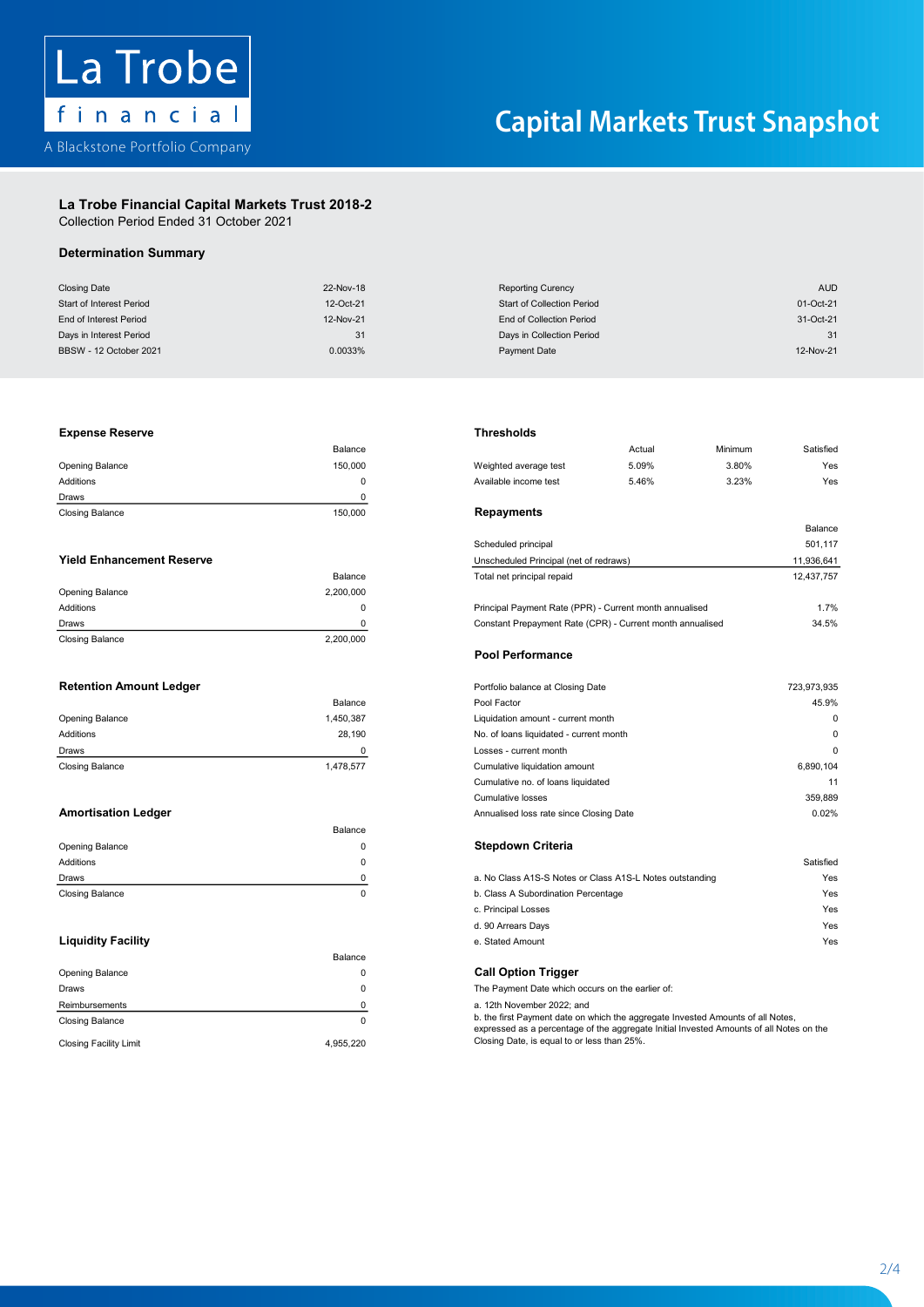La Trobe financial

A Blackstone Portfolio Company

# Capital Markets Trust Snapshot

## La Trobe Financial Capital Markets Trust 2018-2

Collection Period Ended 31 October 2021

### Determination Summary

| | | | |
|---|---|---|---|
| Closing Date | 22-Nov-18 | Reporting Curency | AUD |
| Start of Interest Period | 12-Oct-21 | Start of Collection Period | 01-Oct-21 |
| End of Interest Period | 12-Nov-21 | End of Collection Period | 31-Oct-21 |
| Days in Interest Period | 31 | Days in Collection Period | 31 |
| BBSW - 12 October 2021 | 0.0033% | Payment Date | 12-Nov-21 |

### Expense Reserve

| | Balance |
|---|---|
| Opening Balance | 150,000 |
| Additions | 0 |
| Draws | 0 |
| Closing Balance | 150,000 |

### Yield Enhancement Reserve

| | Balance |
|---|---|
| Opening Balance | 2,200,000 |
| Additions | 0 |
| Draws | 0 |
| Closing Balance | 2,200,000 |

### Retention Amount Ledger

| | Balance |
|---|---|
| Opening Balance | 1,450,387 |
| Additions | 28,190 |
| Draws | 0 |
| Closing Balance | 1,478,577 |

### Amortisation Ledger

| | Balance |
|---|---|
| Opening Balance | 0 |
| Additions | 0 |
| Draws | 0 |
| Closing Balance | 0 |

### Liquidity Facility

| | Balance |
|---|---|
| Opening Balance | 0 |
| Draws | 0 |
| Reimbursements | 0 |
| Closing Balance | 0 |
| Closing Facility Limit | 4,955,220 |

### Thresholds

| | Actual | Minimum | Satisfied |
|---|---|---|---|
| Weighted average test | 5.09% | 3.80% | Yes |
| Available income test | 5.46% | 3.23% | Yes |

### Repayments

| | Balance |
|---|---|
| Scheduled principal | 501,117 |
| Unscheduled Principal (net of redraws) | 11,936,641 |
| Total net principal repaid | 12,437,757 |
| Principal Payment Rate (PPR) - Current month annualised | 1.7% |
| Constant Prepayment Rate (CPR) - Current month annualised | 34.5% |

### Pool Performance

| | |
|---|---|
| Portfolio balance at Closing Date | 723,973,935 |
| Pool Factor | 45.9% |
| Liquidation amount - current month | 0 |
| No. of loans liquidated - current month | 0 |
| Losses - current month | 0 |
| Cumulative liquidation amount | 6,890,104 |
| Cumulative no. of loans liquidated | 11 |
| Cumulative losses | 359,889 |
| Annualised loss rate since Closing Date | 0.02% |

### Stepdown Criteria

| | Satisfied |
|---|---|
| a. No Class A1S-S Notes or Class A1S-L Notes outstanding | Yes |
| b. Class A Subordination Percentage | Yes |
| c. Principal Losses | Yes |
| d. 90 Arrears Days | Yes |
| e. Stated Amount | Yes |

### Call Option Trigger

The Payment Date which occurs on the earlier of:

a. 12th November 2022; and

b. the first Payment date on which the aggregate Invested Amounts of all Notes, expressed as a percentage of the aggregate Initial Invested Amounts of all Notes on the Closing Date, is equal to or less than 25%.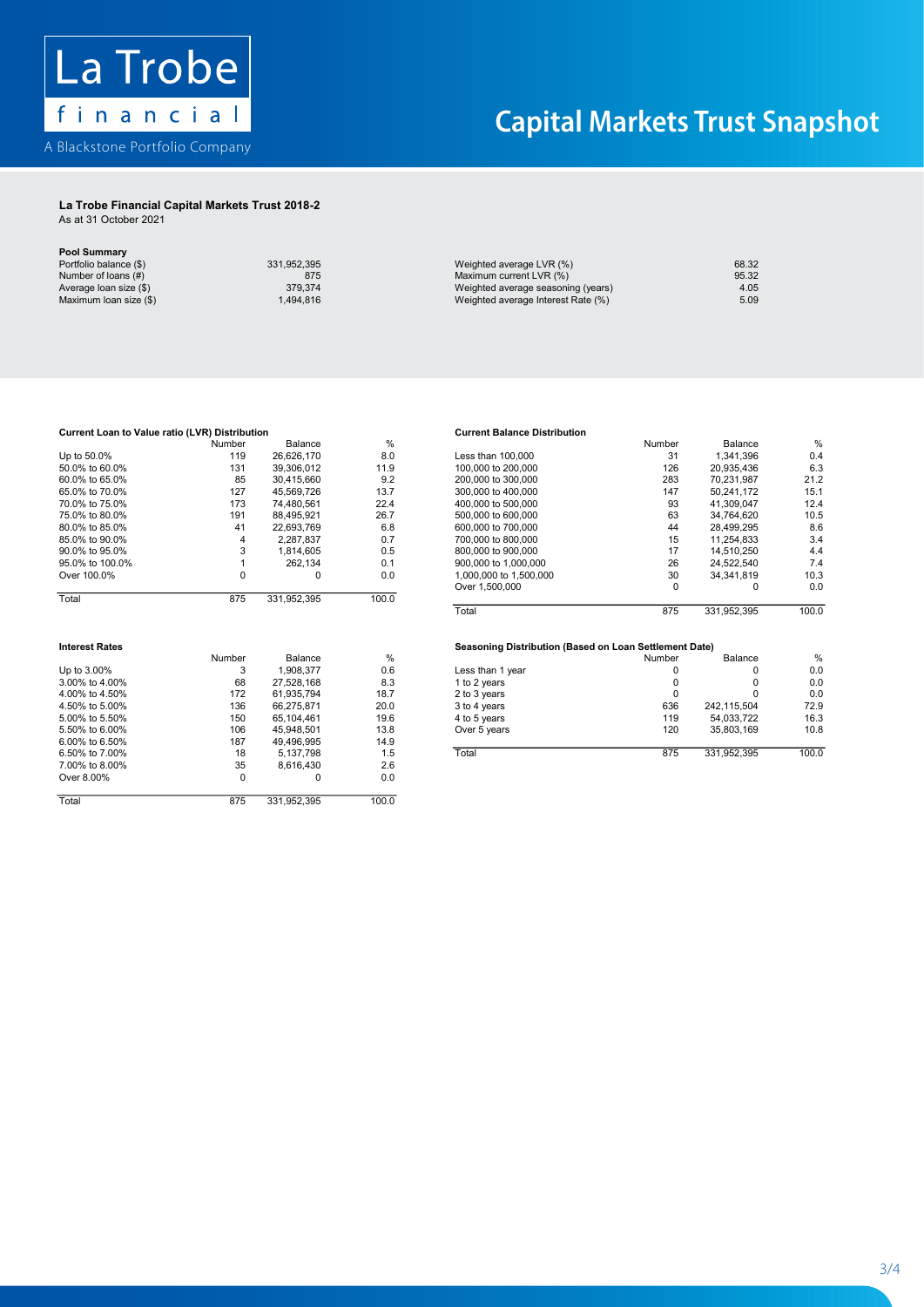La Trobe financial

A Blackstone Portfolio Company

# Capital Markets Trust Snapshot

## La Trobe Financial Capital Markets Trust 2018-2

As at 31 October 2021

### Pool Summary

| | | | |
|---|---|---|---|
| Portfolio balance ($) | 331,952,395 | Weighted average LVR (%) | 68.32 |
| Number of loans (#) | 875 | Maximum current LVR (%) | 95.32 |
| Average loan size ($) | 379,374 | Weighted average seasoning (years) | 4.05 |
| Maximum loan size ($) | 1,494,816 | Weighted average Interest Rate (%) | 5.09 |

### Current Loan to Value ratio (LVR) Distribution

| | Number | Balance | % |
|---|---|---|---|
| Up to 50.0% | 119 | 26,626,170 | 8.0 |
| 50.0% to 60.0% | 131 | 39,306,012 | 11.9 |
| 60.0% to 65.0% | 85 | 30,415,660 | 9.2 |
| 65.0% to 70.0% | 127 | 45,569,726 | 13.7 |
| 70.0% to 75.0% | 173 | 74,480,561 | 22.4 |
| 75.0% to 80.0% | 191 | 88,495,921 | 26.7 |
| 80.0% to 85.0% | 41 | 22,693,769 | 6.8 |
| 85.0% to 90.0% | 4 | 2,287,837 | 0.7 |
| 90.0% to 95.0% | 3 | 1,814,605 | 0.5 |
| 95.0% to 100.0% | 1 | 262,134 | 0.1 |
| Over 100.0% | 0 | 0 | 0.0 |
| Total | 875 | 331,952,395 | 100.0 |

### Current Balance Distribution

| | Number | Balance | % |
|---|---|---|---|
| Less than 100,000 | 31 | 1,341,396 | 0.4 |
| 100,000 to 200,000 | 126 | 20,935,436 | 6.3 |
| 200,000 to 300,000 | 283 | 70,231,987 | 21.2 |
| 300,000 to 400,000 | 147 | 50,241,172 | 15.1 |
| 400,000 to 500,000 | 93 | 41,309,047 | 12.4 |
| 500,000 to 600,000 | 63 | 34,764,620 | 10.5 |
| 600,000 to 700,000 | 44 | 28,499,295 | 8.6 |
| 700,000 to 800,000 | 15 | 11,254,833 | 3.4 |
| 800,000 to 900,000 | 17 | 14,510,250 | 4.4 |
| 900,000 to 1,000,000 | 26 | 24,522,540 | 7.4 |
| 1,000,000 to 1,500,000 | 30 | 34,341,819 | 10.3 |
| Over 1,500,000 | 0 | 0 | 0.0 |
| Total | 875 | 331,952,395 | 100.0 |

### Interest Rates

| | Number | Balance | % |
|---|---|---|---|
| Up to 3.00% | 3 | 1,908,377 | 0.6 |
| 3.00% to 4.00% | 68 | 27,528,168 | 8.3 |
| 4.00% to 4.50% | 172 | 61,935,794 | 18.7 |
| 4.50% to 5.00% | 136 | 66,275,871 | 20.0 |
| 5.00% to 5.50% | 150 | 65,104,461 | 19.6 |
| 5.50% to 6.00% | 106 | 45,948,501 | 13.8 |
| 6.00% to 6.50% | 187 | 49,496,995 | 14.9 |
| 6.50% to 7.00% | 18 | 5,137,798 | 1.5 |
| 7.00% to 8.00% | 35 | 8,616,430 | 2.6 |
| Over 8.00% | 0 | 0 | 0.0 |
| Total | 875 | 331,952,395 | 100.0 |

### Seasoning Distribution (Based on Loan Settlement Date)

| | Number | Balance | % |
|---|---|---|---|
| Less than 1 year | 0 | 0 | 0.0 |
| 1 to 2 years | 0 | 0 | 0.0 |
| 2 to 3 years | 0 | 0 | 0.0 |
| 3 to 4 years | 636 | 242,115,504 | 72.9 |
| 4 to 5 years | 119 | 54,033,722 | 16.3 |
| Over 5 years | 120 | 35,803,169 | 10.8 |
| Total | 875 | 331,952,395 | 100.0 |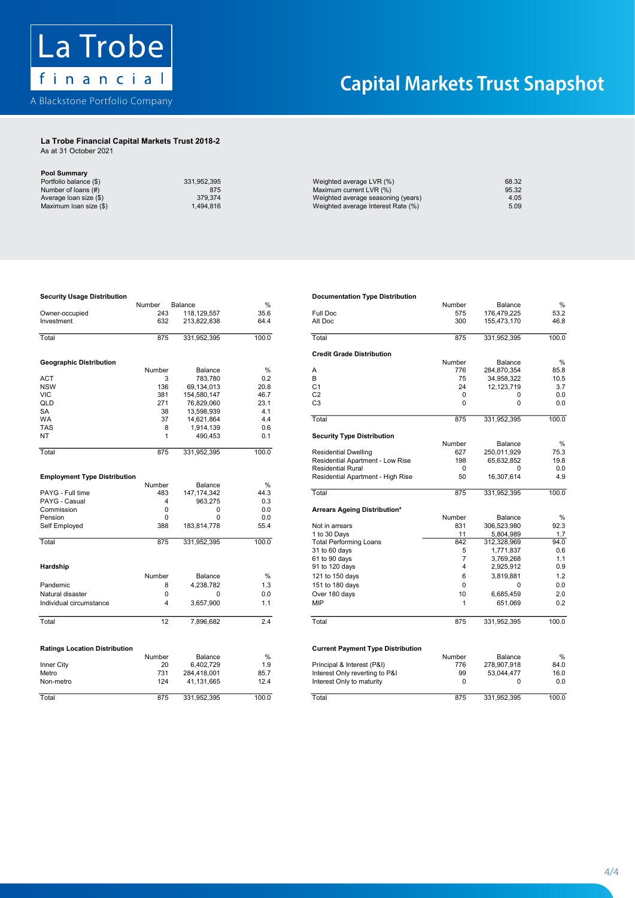La Trobe financial

A Blackstone Portfolio Company

# Capital Markets Trust Snapshot

## La Trobe Financial Capital Markets Trust 2018-2

As at 31 October 2021

### Pool Summary

| | | | |
|---|---|---|---|
| Portfolio balance ($) | 331,952,395 | Weighted average LVR (%) | 68.32 |
| Number of loans (#) | 875 | Maximum current LVR (%) | 95.32 |
| Average loan size ($) | 379,374 | Weighted average seasoning (years) | 4.05 |
| Maximum loan size ($) | 1,494,816 | Weighted average Interest Rate (%) | 5.09 |

### Security Usage Distribution

| | Number | Balance | % |
|---|---|---|---|
| Owner-occupied | 243 | 118,129,557 | 35.6 |
| Investment | 632 | 213,822,838 | 64.4 |
| Total | 875 | 331,952,395 | 100.0 |

### Geographic Distribution

| | Number | Balance | % |
|---|---|---|---|
| ACT | 3 | 783,780 | 0.2 |
| NSW | 136 | 69,134,013 | 20.8 |
| VIC | 381 | 154,580,147 | 46.7 |
| QLD | 271 | 76,829,060 | 23.1 |
| SA | 38 | 13,598,939 | 4.1 |
| WA | 37 | 14,621,864 | 4.4 |
| TAS | 8 | 1,914,139 | 0.6 |
| NT | 1 | 490,453 | 0.1 |
| Total | 875 | 331,952,395 | 100.0 |

### Employment Type Distribution

| | Number | Balance | % |
|---|---|---|---|
| PAYG - Full time | 483 | 147,174,342 | 44.3 |
| PAYG - Casual | 4 | 963,275 | 0.3 |
| Commission | 0 | 0 | 0.0 |
| Pension | 0 | 0 | 0.0 |
| Self Employed | 388 | 183,814,778 | 55.4 |
| Total | 875 | 331,952,395 | 100.0 |

### Hardship

| | Number | Balance | % |
|---|---|---|---|
| Pandemic | 8 | 4,238,782 | 1.3 |
| Natural disaster | 0 | 0 | 0.0 |
| Individual circumstance | 4 | 3,657,900 | 1.1 |
| Total | 12 | 7,896,682 | 2.4 |

### Ratings Location Distribution

| | Number | Balance | % |
|---|---|---|---|
| Inner City | 20 | 6,402,729 | 1.9 |
| Metro | 731 | 284,418,001 | 85.7 |
| Non-metro | 124 | 41,131,665 | 12.4 |
| Total | 875 | 331,952,395 | 100.0 |

### Documentation Type Distribution

| | Number | Balance | % |
|---|---|---|---|
| Full Doc | 575 | 176,479,225 | 53.2 |
| Alt Doc | 300 | 155,473,170 | 46.8 |
| Total | 875 | 331,952,395 | 100.0 |

### Credit Grade Distribution

| | Number | Balance | % |
|---|---|---|---|
| A | 776 | 284,870,354 | 85.8 |
| B | 75 | 34,958,322 | 10.5 |
| C1 | 24 | 12,123,719 | 3.7 |
| C2 | 0 | 0 | 0.0 |
| C3 | 0 | 0 | 0.0 |
| Total | 875 | 331,952,395 | 100.0 |

### Security Type Distribution

| | Number | Balance | % |
|---|---|---|---|
| Residential Dwelling | 627 | 250,011,929 | 75.3 |
| Residential Apartment - Low Rise | 198 | 65,632,852 | 19.8 |
| Residential Rural | 0 | 0 | 0.0 |
| Residential Apartment - High Rise | 50 | 16,307,614 | 4.9 |
| Total | 875 | 331,952,395 | 100.0 |

### Arrears Ageing Distribution*

| | Number | Balance | % |
|---|---|---|---|
| Not in arrears | 831 | 306,523,980 | 92.3 |
| 1 to 30 Days | 11 | 5,804,989 | 1.7 |
| Total Performing Loans | 842 | 312,328,969 | 94.0 |
| 31 to 60 days | 5 | 1,771,837 | 0.6 |
| 61 to 90 days | 7 | 3,769,268 | 1.1 |
| 91 to 120 days | 4 | 2,925,912 | 0.9 |
| 121 to 150 days | 6 | 3,819,881 | 1.2 |
| 151 to 180 days | 0 | 0 | 0.0 |
| Over 180 days | 10 | 6,685,459 | 2.0 |
| MIP | 1 | 651,069 | 0.2 |
| Total | 875 | 331,952,395 | 100.0 |

### Current Payment Type Distribution

| | Number | Balance | % |
|---|---|---|---|
| Principal & Interest (P&I) | 776 | 278,907,918 | 84.0 |
| Interest Only reverting to P&I | 99 | 53,044,477 | 16.0 |
| Interest Only to maturity | 0 | 0 | 0.0 |
| Total | 875 | 331,952,395 | 100.0 |